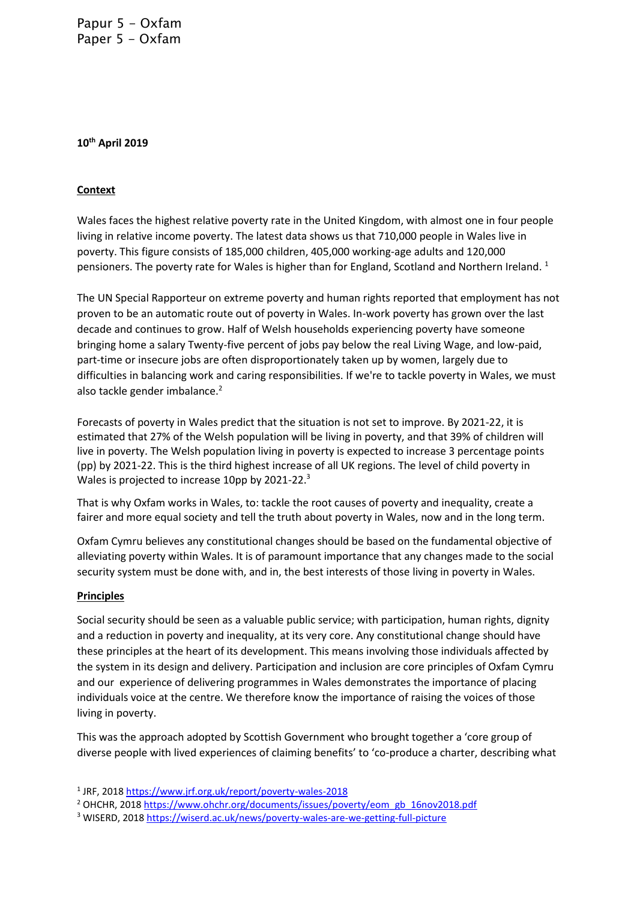Papur 5 - Oxfam
Paper 5 - Oxfam

**10th April 2019**

**Context**

Wales faces the highest relative poverty rate in the United Kingdom, with almost one in four people living in relative income poverty. The latest data shows us that 710,000 people in Wales live in poverty. This figure consists of 185,000 children, 405,000 working-age adults and 120,000 pensioners. The poverty rate for Wales is higher than for England, Scotland and Northern Ireland. [1]

The UN Special Rapporteur on extreme poverty and human rights reported that employment has not proven to be an automatic route out of poverty in Wales. In-work poverty has grown over the last decade and continues to grow. Half of Welsh households experiencing poverty have someone bringing home a salary Twenty-five percent of jobs pay below the real Living Wage, and low-paid, part-time or insecure jobs are often disproportionately taken up by women, largely due to difficulties in balancing work and caring responsibilities. If we're to tackle poverty in Wales, we must also tackle gender imbalance.[2]

Forecasts of poverty in Wales predict that the situation is not set to improve. By 2021-22, it is estimated that 27% of the Welsh population will be living in poverty, and that 39% of children will live in poverty. The Welsh population living in poverty is expected to increase 3 percentage points (pp) by 2021-22. This is the third highest increase of all UK regions. The level of child poverty in Wales is projected to increase 10pp by 2021-22.[3]

That is why Oxfam works in Wales, to: tackle the root causes of poverty and inequality, create a fairer and more equal society and tell the truth about poverty in Wales, now and in the long term.

Oxfam Cymru believes any constitutional changes should be based on the fundamental objective of alleviating poverty within Wales. It is of paramount importance that any changes made to the social security system must be done with, and in, the best interests of those living in poverty in Wales.

**Principles**

Social security should be seen as a valuable public service; with participation, human rights, dignity and a reduction in poverty and inequality, at its very core. Any constitutional change should have these principles at the heart of its development. This means involving those individuals affected by the system in its design and delivery. Participation and inclusion are core principles of Oxfam Cymru and our experience of delivering programmes in Wales demonstrates the importance of placing individuals voice at the centre. We therefore know the importance of raising the voices of those living in poverty.

This was the approach adopted by Scottish Government who brought together a 'core group of diverse people with lived experiences of claiming benefits' to 'co-produce a charter, describing what

[1] JRF, 2018 https://www.jrf.org.uk/report/poverty-wales-2018
[2] OHCHR, 2018 https://www.ohchr.org/documents/issues/poverty/eom_gb_16nov2018.pdf
[3] WISERD, 2018 https://wiserd.ac.uk/news/poverty-wales-are-we-getting-full-picture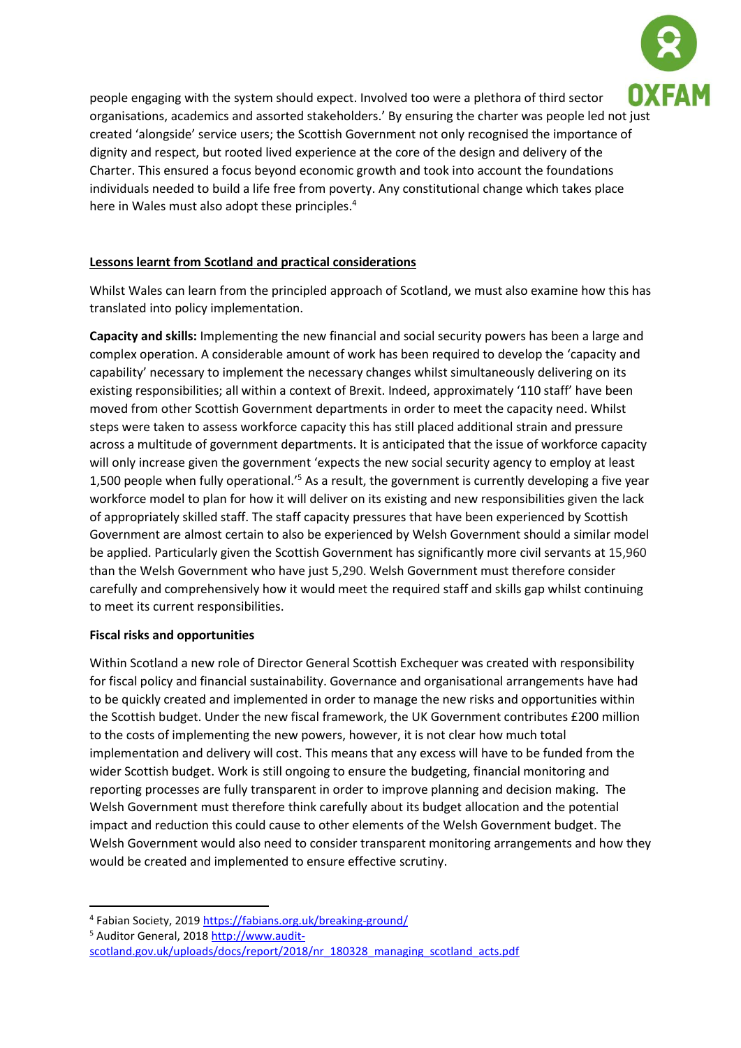people engaging with the system should expect. Involved too were a plethora of third sector organisations, academics and assorted stakeholders.' By ensuring the charter was people led not just created 'alongside' service users; the Scottish Government not only recognised the importance of dignity and respect, but rooted lived experience at the core of the design and delivery of the Charter. This ensured a focus beyond economic growth and took into account the foundations individuals needed to build a life free from poverty. Any constitutional change which takes place here in Wales must also adopt these principles.[4]

**Lessons learnt from Scotland and practical considerations**

Whilst Wales can learn from the principled approach of Scotland, we must also examine how this has translated into policy implementation.

**Capacity and skills:** Implementing the new financial and social security powers has been a large and complex operation. A considerable amount of work has been required to develop the 'capacity and capability' necessary to implement the necessary changes whilst simultaneously delivering on its existing responsibilities; all within a context of Brexit. Indeed, approximately '110 staff' have been moved from other Scottish Government departments in order to meet the capacity need. Whilst steps were taken to assess workforce capacity this has still placed additional strain and pressure across a multitude of government departments. It is anticipated that the issue of workforce capacity will only increase given the government 'expects the new social security agency to employ at least 1,500 people when fully operational.'[5] As a result, the government is currently developing a five year workforce model to plan for how it will deliver on its existing and new responsibilities given the lack of appropriately skilled staff. The staff capacity pressures that have been experienced by Scottish Government are almost certain to also be experienced by Welsh Government should a similar model be applied. Particularly given the Scottish Government has significantly more civil servants at 15,960 than the Welsh Government who have just 5,290. Welsh Government must therefore consider carefully and comprehensively how it would meet the required staff and skills gap whilst continuing to meet its current responsibilities.

**Fiscal risks and opportunities**

Within Scotland a new role of Director General Scottish Exchequer was created with responsibility for fiscal policy and financial sustainability. Governance and organisational arrangements have had to be quickly created and implemented in order to manage the new risks and opportunities within the Scottish budget. Under the new fiscal framework, the UK Government contributes £200 million to the costs of implementing the new powers, however, it is not clear how much total implementation and delivery will cost. This means that any excess will have to be funded from the wider Scottish budget. Work is still ongoing to ensure the budgeting, financial monitoring and reporting processes are fully transparent in order to improve planning and decision making. The Welsh Government must therefore think carefully about its budget allocation and the potential impact and reduction this could cause to other elements of the Welsh Government budget. The Welsh Government would also need to consider transparent monitoring arrangements and how they would be created and implemented to ensure effective scrutiny.

---

[4] Fabian Society, 2019 https://fabians.org.uk/breaking-ground/

[5] Auditor General, 2018 http://www.audit-scotland.gov.uk/uploads/docs/report/2018/nr_180328_managing_scotland_acts.pdf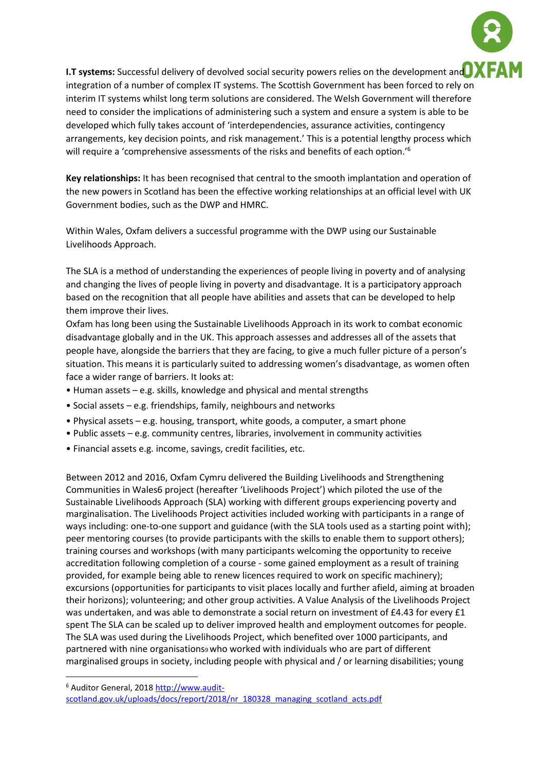**I.T systems:** Successful delivery of devolved social security powers relies on the development and integration of a number of complex IT systems. The Scottish Government has been forced to rely on interim IT systems whilst long term solutions are considered. The Welsh Government will therefore need to consider the implications of administering such a system and ensure a system is able to be developed which fully takes account of 'interdependencies, assurance activities, contingency arrangements, key decision points, and risk management.' This is a potential lengthy process which will require a 'comprehensive assessments of the risks and benefits of each option.'[6]

**Key relationships:** It has been recognised that central to the smooth implantation and operation of the new powers in Scotland has been the effective working relationships at an official level with UK Government bodies, such as the DWP and HMRC.

Within Wales, Oxfam delivers a successful programme with the DWP using our Sustainable Livelihoods Approach.

The SLA is a method of understanding the experiences of people living in poverty and of analysing and changing the lives of people living in poverty and disadvantage. It is a participatory approach based on the recognition that all people have abilities and assets that can be developed to help them improve their lives.
Oxfam has long been using the Sustainable Livelihoods Approach in its work to combat economic disadvantage globally and in the UK. This approach assesses and addresses all of the assets that people have, alongside the barriers that they are facing, to give a much fuller picture of a person's situation. This means it is particularly suited to addressing women's disadvantage, as women often face a wider range of barriers. It looks at:

- Human assets – e.g. skills, knowledge and physical and mental strengths
- Social assets – e.g. friendships, family, neighbours and networks
- Physical assets – e.g. housing, transport, white goods, a computer, a smart phone
- Public assets – e.g. community centres, libraries, involvement in community activities
- Financial assets e.g. income, savings, credit facilities, etc.

Between 2012 and 2016, Oxfam Cymru delivered the Building Livelihoods and Strengthening Communities in Wales6 project (hereafter 'Livelihoods Project') which piloted the use of the Sustainable Livelihoods Approach (SLA) working with different groups experiencing poverty and marginalisation. The Livelihoods Project activities included working with participants in a range of ways including: one-to-one support and guidance (with the SLA tools used as a starting point with); peer mentoring courses (to provide participants with the skills to enable them to support others); training courses and workshops (with many participants welcoming the opportunity to receive accreditation following completion of a course - some gained employment as a result of training provided, for example being able to renew licences required to work on specific machinery); excursions (opportunities for participants to visit places locally and further afield, aiming at broaden their horizons); volunteering; and other group activities. A Value Analysis of the Livelihoods Project was undertaken, and was able to demonstrate a social return on investment of £4.43 for every £1 spent The SLA can be scaled up to deliver improved health and employment outcomes for people. The SLA was used during the Livelihoods Project, which benefited over 1000 participants, and partnered with nine organisations[9] who worked with individuals who are part of different marginalised groups in society, including people with physical and / or learning disabilities; young

---

[6] Auditor General, 2018 http://www.audit-scotland.gov.uk/uploads/docs/report/2018/nr_180328_managing_scotland_acts.pdf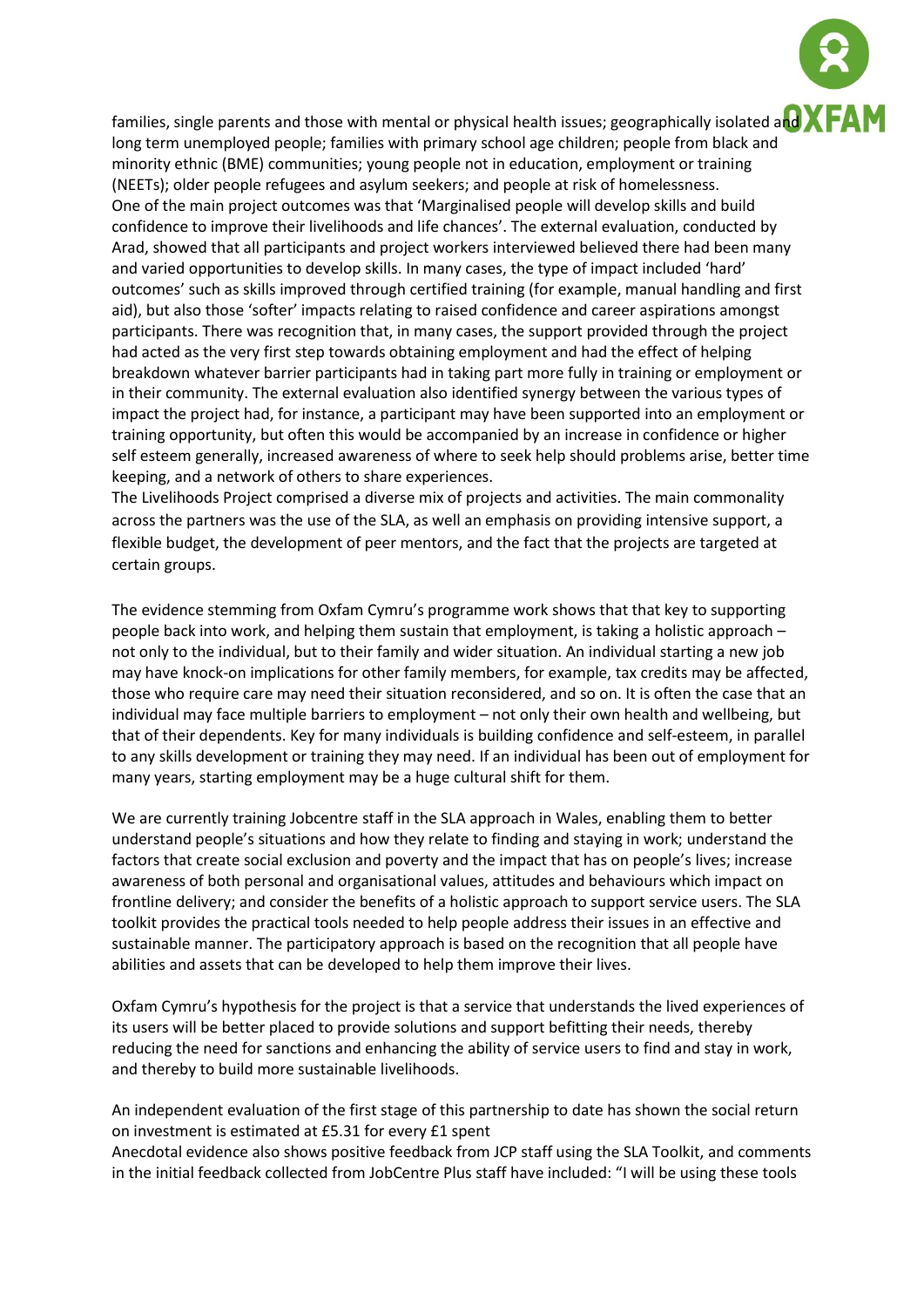families, single parents and those with mental or physical health issues; geographically isolated and long term unemployed people; families with primary school age children; people from black and minority ethnic (BME) communities; young people not in education, employment or training (NEETs); older people refugees and asylum seekers; and people at risk of homelessness.
One of the main project outcomes was that 'Marginalised people will develop skills and build confidence to improve their livelihoods and life chances'. The external evaluation, conducted by Arad, showed that all participants and project workers interviewed believed there had been many and varied opportunities to develop skills. In many cases, the type of impact included 'hard' outcomes' such as skills improved through certified training (for example, manual handling and first aid), but also those 'softer' impacts relating to raised confidence and career aspirations amongst participants. There was recognition that, in many cases, the support provided through the project had acted as the very first step towards obtaining employment and had the effect of helping breakdown whatever barrier participants had in taking part more fully in training or employment or in their community. The external evaluation also identified synergy between the various types of impact the project had, for instance, a participant may have been supported into an employment or training opportunity, but often this would be accompanied by an increase in confidence or higher self esteem generally, increased awareness of where to seek help should problems arise, better time keeping, and a network of others to share experiences.
The Livelihoods Project comprised a diverse mix of projects and activities. The main commonality across the partners was the use of the SLA, as well an emphasis on providing intensive support, a flexible budget, the development of peer mentors, and the fact that the projects are targeted at certain groups.

The evidence stemming from Oxfam Cymru's programme work shows that that key to supporting people back into work, and helping them sustain that employment, is taking a holistic approach – not only to the individual, but to their family and wider situation. An individual starting a new job may have knock-on implications for other family members, for example, tax credits may be affected, those who require care may need their situation reconsidered, and so on. It is often the case that an individual may face multiple barriers to employment – not only their own health and wellbeing, but that of their dependents. Key for many individuals is building confidence and self-esteem, in parallel to any skills development or training they may need. If an individual has been out of employment for many years, starting employment may be a huge cultural shift for them.

We are currently training Jobcentre staff in the SLA approach in Wales, enabling them to better understand people's situations and how they relate to finding and staying in work; understand the factors that create social exclusion and poverty and the impact that has on people's lives; increase awareness of both personal and organisational values, attitudes and behaviours which impact on frontline delivery; and consider the benefits of a holistic approach to support service users. The SLA toolkit provides the practical tools needed to help people address their issues in an effective and sustainable manner. The participatory approach is based on the recognition that all people have abilities and assets that can be developed to help them improve their lives.

Oxfam Cymru's hypothesis for the project is that a service that understands the lived experiences of its users will be better placed to provide solutions and support befitting their needs, thereby reducing the need for sanctions and enhancing the ability of service users to find and stay in work, and thereby to build more sustainable livelihoods.

An independent evaluation of the first stage of this partnership to date has shown the social return on investment is estimated at £5.31 for every £1 spent
Anecdotal evidence also shows positive feedback from JCP staff using the SLA Toolkit, and comments in the initial feedback collected from JobCentre Plus staff have included: "I will be using these tools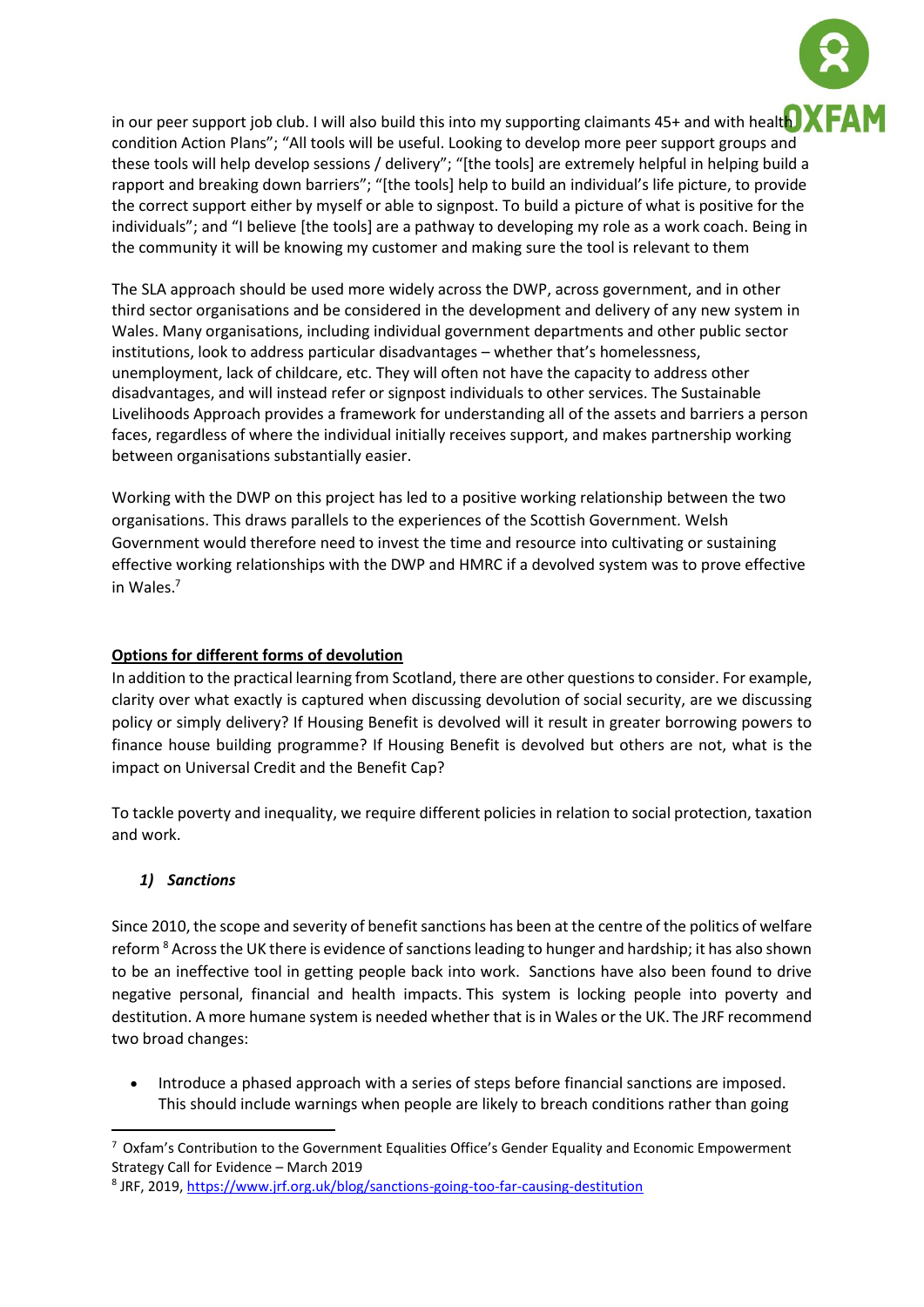in our peer support job club. I will also build this into my supporting claimants 45+ and with health condition Action Plans"; "All tools will be useful. Looking to develop more peer support groups and these tools will help develop sessions / delivery"; "[the tools] are extremely helpful in helping build a rapport and breaking down barriers"; "[the tools] help to build an individual's life picture, to provide the correct support either by myself or able to signpost. To build a picture of what is positive for the individuals"; and "I believe [the tools] are a pathway to developing my role as a work coach. Being in the community it will be knowing my customer and making sure the tool is relevant to them

The SLA approach should be used more widely across the DWP, across government, and in other third sector organisations and be considered in the development and delivery of any new system in Wales. Many organisations, including individual government departments and other public sector institutions, look to address particular disadvantages – whether that's homelessness, unemployment, lack of childcare, etc. They will often not have the capacity to address other disadvantages, and will instead refer or signpost individuals to other services. The Sustainable Livelihoods Approach provides a framework for understanding all of the assets and barriers a person faces, regardless of where the individual initially receives support, and makes partnership working between organisations substantially easier.

Working with the DWP on this project has led to a positive working relationship between the two organisations. This draws parallels to the experiences of the Scottish Government. Welsh Government would therefore need to invest the time and resource into cultivating or sustaining effective working relationships with the DWP and HMRC if a devolved system was to prove effective in Wales.[7]

## Options for different forms of devolution

In addition to the practical learning from Scotland, there are other questions to consider. For example, clarity over what exactly is captured when discussing devolution of social security, are we discussing policy or simply delivery? If Housing Benefit is devolved will it result in greater borrowing powers to finance house building programme? If Housing Benefit is devolved but others are not, what is the impact on Universal Credit and the Benefit Cap?

To tackle poverty and inequality, we require different policies in relation to social protection, taxation and work.

### *1) Sanctions*

Since 2010, the scope and severity of benefit sanctions has been at the centre of the politics of welfare reform [8] Across the UK there is evidence of sanctions leading to hunger and hardship; it has also shown to be an ineffective tool in getting people back into work. Sanctions have also been found to drive negative personal, financial and health impacts. This system is locking people into poverty and destitution. A more humane system is needed whether that is in Wales or the UK. The JRF recommend two broad changes:

- Introduce a phased approach with a series of steps before financial sanctions are imposed. This should include warnings when people are likely to breach conditions rather than going

---

[7] Oxfam's Contribution to the Government Equalities Office's Gender Equality and Economic Empowerment Strategy Call for Evidence – March 2019

[8] JRF, 2019, https://www.jrf.org.uk/blog/sanctions-going-too-far-causing-destitution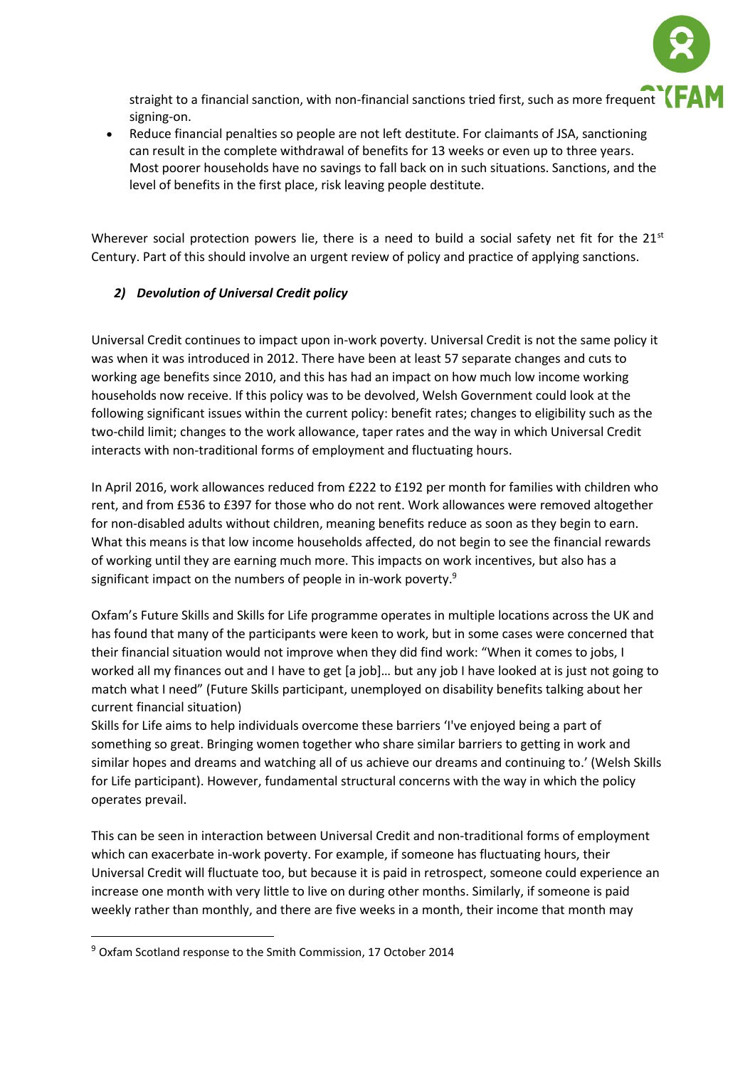straight to a financial sanction, with non-financial sanctions tried first, such as more frequent signing-on.

- Reduce financial penalties so people are not left destitute. For claimants of JSA, sanctioning can result in the complete withdrawal of benefits for 13 weeks or even up to three years. Most poorer households have no savings to fall back on in such situations. Sanctions, and the level of benefits in the first place, risk leaving people destitute.

Wherever social protection powers lie, there is a need to build a social safety net fit for the 21st Century. Part of this should involve an urgent review of policy and practice of applying sanctions.

### *2) Devolution of Universal Credit policy*

Universal Credit continues to impact upon in-work poverty. Universal Credit is not the same policy it was when it was introduced in 2012. There have been at least 57 separate changes and cuts to working age benefits since 2010, and this has had an impact on how much low income working households now receive. If this policy was to be devolved, Welsh Government could look at the following significant issues within the current policy: benefit rates; changes to eligibility such as the two-child limit; changes to the work allowance, taper rates and the way in which Universal Credit interacts with non-traditional forms of employment and fluctuating hours.

In April 2016, work allowances reduced from £222 to £192 per month for families with children who rent, and from £536 to £397 for those who do not rent. Work allowances were removed altogether for non-disabled adults without children, meaning benefits reduce as soon as they begin to earn. What this means is that low income households affected, do not begin to see the financial rewards of working until they are earning much more. This impacts on work incentives, but also has a significant impact on the numbers of people in in-work poverty.[9]

Oxfam's Future Skills and Skills for Life programme operates in multiple locations across the UK and has found that many of the participants were keen to work, but in some cases were concerned that their financial situation would not improve when they did find work: "When it comes to jobs, I worked all my finances out and I have to get [a job]… but any job I have looked at is just not going to match what I need" (Future Skills participant, unemployed on disability benefits talking about her current financial situation)

Skills for Life aims to help individuals overcome these barriers 'I've enjoyed being a part of something so great. Bringing women together who share similar barriers to getting in work and similar hopes and dreams and watching all of us achieve our dreams and continuing to.' (Welsh Skills for Life participant). However, fundamental structural concerns with the way in which the policy operates prevail.

This can be seen in interaction between Universal Credit and non-traditional forms of employment which can exacerbate in-work poverty. For example, if someone has fluctuating hours, their Universal Credit will fluctuate too, but because it is paid in retrospect, someone could experience an increase one month with very little to live on during other months. Similarly, if someone is paid weekly rather than monthly, and there are five weeks in a month, their income that month may

[9] Oxfam Scotland response to the Smith Commission, 17 October 2014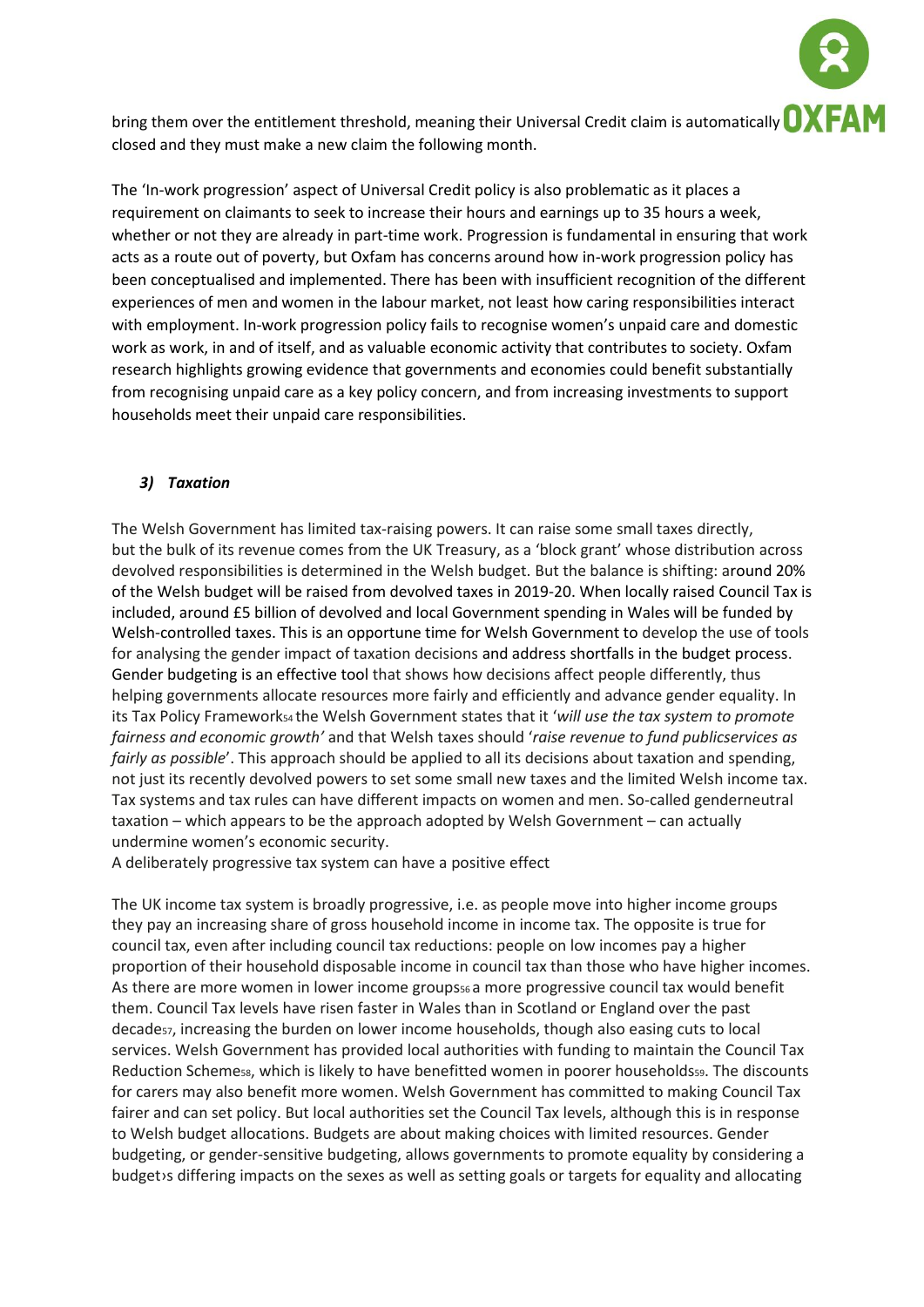bring them over the entitlement threshold, meaning their Universal Credit claim is automatically closed and they must make a new claim the following month.

The 'In-work progression' aspect of Universal Credit policy is also problematic as it places a requirement on claimants to seek to increase their hours and earnings up to 35 hours a week, whether or not they are already in part-time work. Progression is fundamental in ensuring that work acts as a route out of poverty, but Oxfam has concerns around how in-work progression policy has been conceptualised and implemented. There has been with insufficient recognition of the different experiences of men and women in the labour market, not least how caring responsibilities interact with employment. In-work progression policy fails to recognise women's unpaid care and domestic work as work, in and of itself, and as valuable economic activity that contributes to society. Oxfam research highlights growing evidence that governments and economies could benefit substantially from recognising unpaid care as a key policy concern, and from increasing investments to support households meet their unpaid care responsibilities.

### *3) Taxation*

The Welsh Government has limited tax-raising powers. It can raise some small taxes directly, but the bulk of its revenue comes from the UK Treasury, as a 'block grant' whose distribution across devolved responsibilities is determined in the Welsh budget. But the balance is shifting: around 20% of the Welsh budget will be raised from devolved taxes in 2019-20. When locally raised Council Tax is included, around £5 billion of devolved and local Government spending in Wales will be funded by Welsh-controlled taxes. This is an opportune time for Welsh Government to develop the use of tools for analysing the gender impact of taxation decisions and address shortfalls in the budget process. Gender budgeting is an effective tool that shows how decisions affect people differently, thus helping governments allocate resources more fairly and efficiently and advance gender equality. In its Tax Policy Framework[54] the Welsh Government states that it '*will use the tax system to promote fairness and economic growth'* and that Welsh taxes should '*raise revenue to fund publicservices as fairly as possible*'. This approach should be applied to all its decisions about taxation and spending, not just its recently devolved powers to set some small new taxes and the limited Welsh income tax. Tax systems and tax rules can have different impacts on women and men. So-called genderneutral taxation – which appears to be the approach adopted by Welsh Government – can actually undermine women's economic security.
A deliberately progressive tax system can have a positive effect

The UK income tax system is broadly progressive, i.e. as people move into higher income groups they pay an increasing share of gross household income in income tax. The opposite is true for council tax, even after including council tax reductions: people on low incomes pay a higher proportion of their household disposable income in council tax than those who have higher incomes. As there are more women in lower income groups[56] a more progressive council tax would benefit them. Council Tax levels have risen faster in Wales than in Scotland or England over the past decade[57], increasing the burden on lower income households, though also easing cuts to local services. Welsh Government has provided local authorities with funding to maintain the Council Tax Reduction Scheme[58], which is likely to have benefitted women in poorer households[59]. The discounts for carers may also benefit more women. Welsh Government has committed to making Council Tax fairer and can set policy. But local authorities set the Council Tax levels, although this is in response to Welsh budget allocations. Budgets are about making choices with limited resources. Gender budgeting, or gender-sensitive budgeting, allows governments to promote equality by considering a budget›s differing impacts on the sexes as well as setting goals or targets for equality and allocating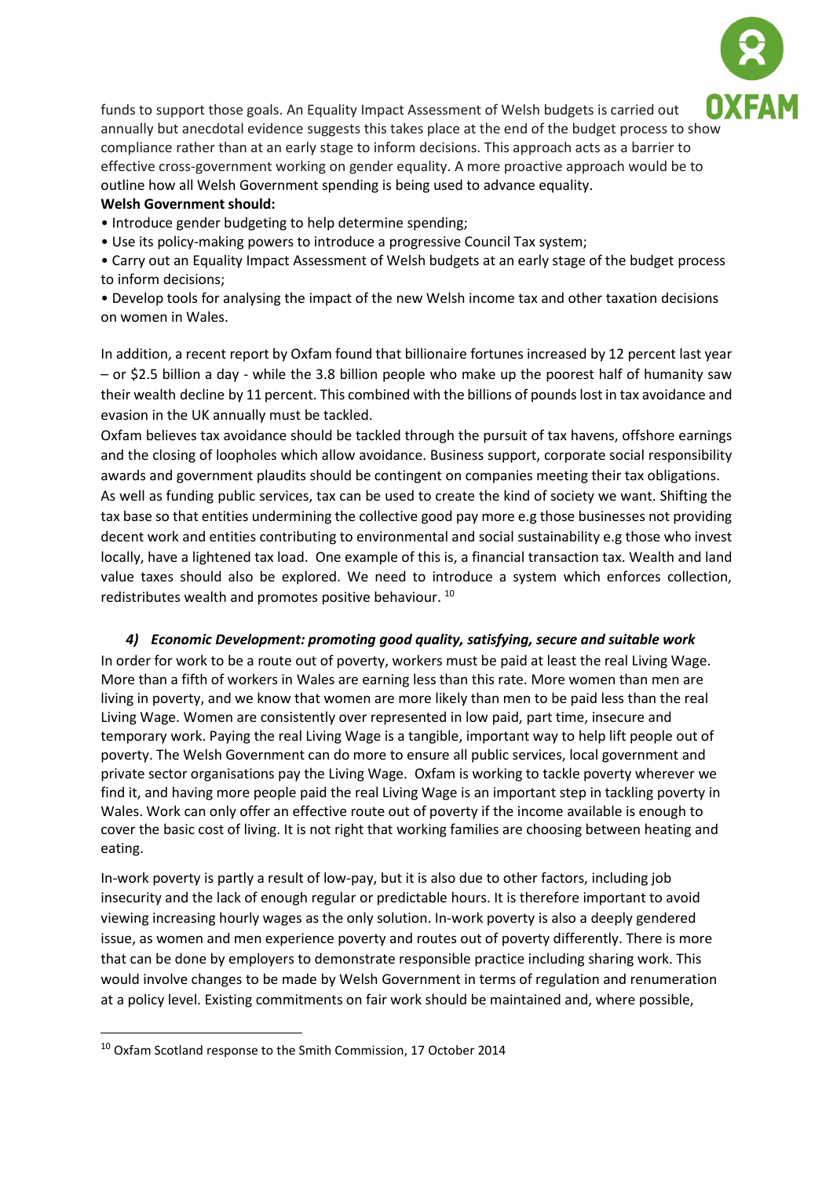funds to support those goals. An Equality Impact Assessment of Welsh budgets is carried out annually but anecdotal evidence suggests this takes place at the end of the budget process to show compliance rather than at an early stage to inform decisions. This approach acts as a barrier to effective cross-government working on gender equality. A more proactive approach would be to outline how all Welsh Government spending is being used to advance equality.

**Welsh Government should:**

- Introduce gender budgeting to help determine spending;
- Use its policy-making powers to introduce a progressive Council Tax system;
- Carry out an Equality Impact Assessment of Welsh budgets at an early stage of the budget process to inform decisions;
- Develop tools for analysing the impact of the new Welsh income tax and other taxation decisions on women in Wales.

In addition, a recent report by Oxfam found that billionaire fortunes increased by 12 percent last year – or $2.5 billion a day - while the 3.8 billion people who make up the poorest half of humanity saw their wealth decline by 11 percent. This combined with the billions of pounds lost in tax avoidance and evasion in the UK annually must be tackled.

Oxfam believes tax avoidance should be tackled through the pursuit of tax havens, offshore earnings and the closing of loopholes which allow avoidance. Business support, corporate social responsibility awards and government plaudits should be contingent on companies meeting their tax obligations.

As well as funding public services, tax can be used to create the kind of society we want. Shifting the tax base so that entities undermining the collective good pay more e.g those businesses not providing decent work and entities contributing to environmental and social sustainability e.g those who invest locally, have a lightened tax load. One example of this is, a financial transaction tax. Wealth and land value taxes should also be explored. We need to introduce a system which enforces collection, redistributes wealth and promotes positive behaviour. [10]

### *4) Economic Development: promoting good quality, satisfying, secure and suitable work*

In order for work to be a route out of poverty, workers must be paid at least the real Living Wage. More than a fifth of workers in Wales are earning less than this rate. More women than men are living in poverty, and we know that women are more likely than men to be paid less than the real Living Wage. Women are consistently over represented in low paid, part time, insecure and temporary work. Paying the real Living Wage is a tangible, important way to help lift people out of poverty. The Welsh Government can do more to ensure all public services, local government and private sector organisations pay the Living Wage. Oxfam is working to tackle poverty wherever we find it, and having more people paid the real Living Wage is an important step in tackling poverty in Wales. Work can only offer an effective route out of poverty if the income available is enough to cover the basic cost of living. It is not right that working families are choosing between heating and eating.

In-work poverty is partly a result of low-pay, but it is also due to other factors, including job insecurity and the lack of enough regular or predictable hours. It is therefore important to avoid viewing increasing hourly wages as the only solution. In-work poverty is also a deeply gendered issue, as women and men experience poverty and routes out of poverty differently. There is more that can be done by employers to demonstrate responsible practice including sharing work. This would involve changes to be made by Welsh Government in terms of regulation and renumeration at a policy level. Existing commitments on fair work should be maintained and, where possible,

---

[10] Oxfam Scotland response to the Smith Commission, 17 October 2014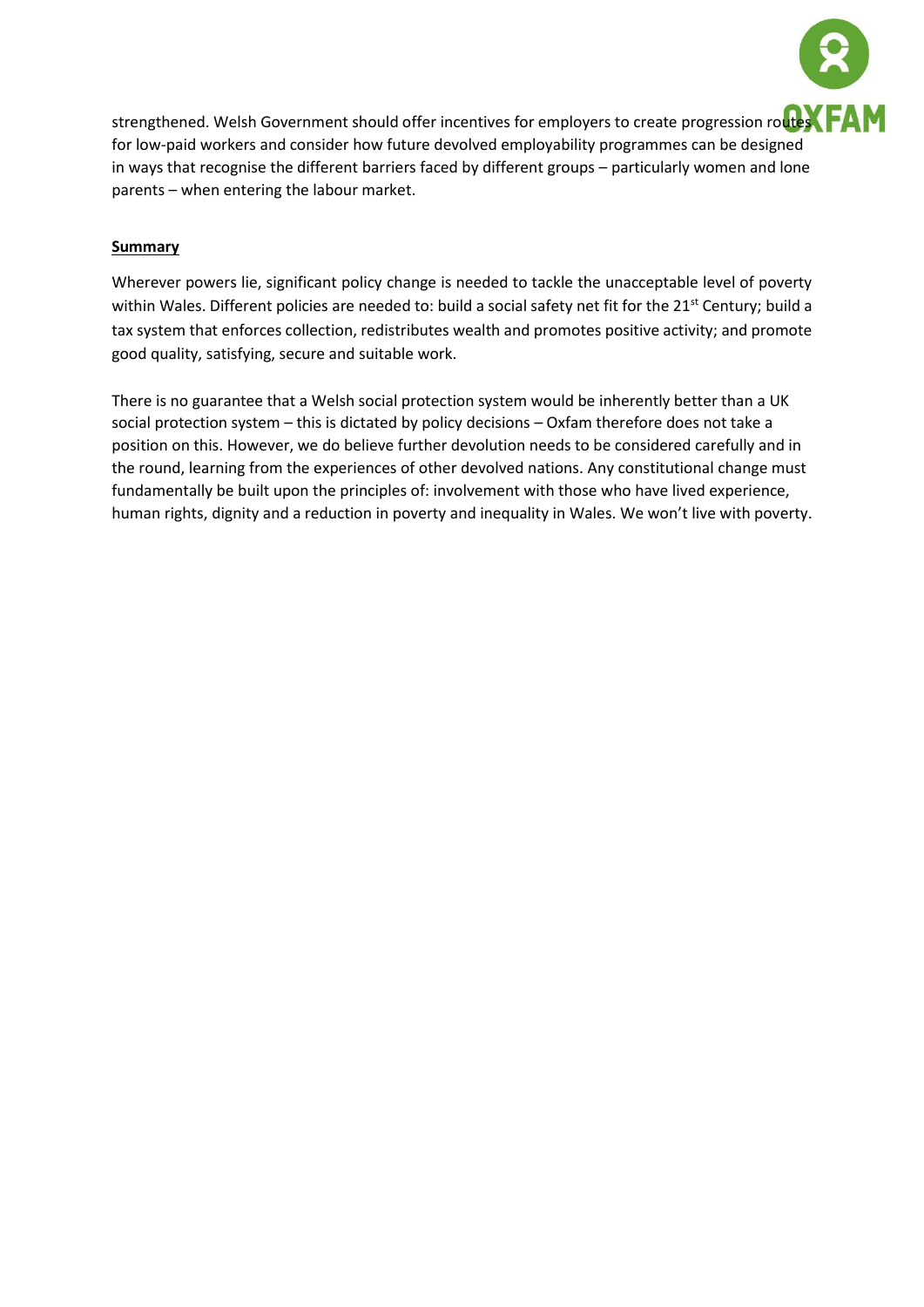strengthened. Welsh Government should offer incentives for employers to create progression routes for low-paid workers and consider how future devolved employability programmes can be designed in ways that recognise the different barriers faced by different groups – particularly women and lone parents – when entering the labour market.

**Summary**

Wherever powers lie, significant policy change is needed to tackle the unacceptable level of poverty within Wales. Different policies are needed to: build a social safety net fit for the 21st Century; build a tax system that enforces collection, redistributes wealth and promotes positive activity; and promote good quality, satisfying, secure and suitable work.

There is no guarantee that a Welsh social protection system would be inherently better than a UK social protection system – this is dictated by policy decisions – Oxfam therefore does not take a position on this. However, we do believe further devolution needs to be considered carefully and in the round, learning from the experiences of other devolved nations. Any constitutional change must fundamentally be built upon the principles of: involvement with those who have lived experience, human rights, dignity and a reduction in poverty and inequality in Wales. We won't live with poverty.